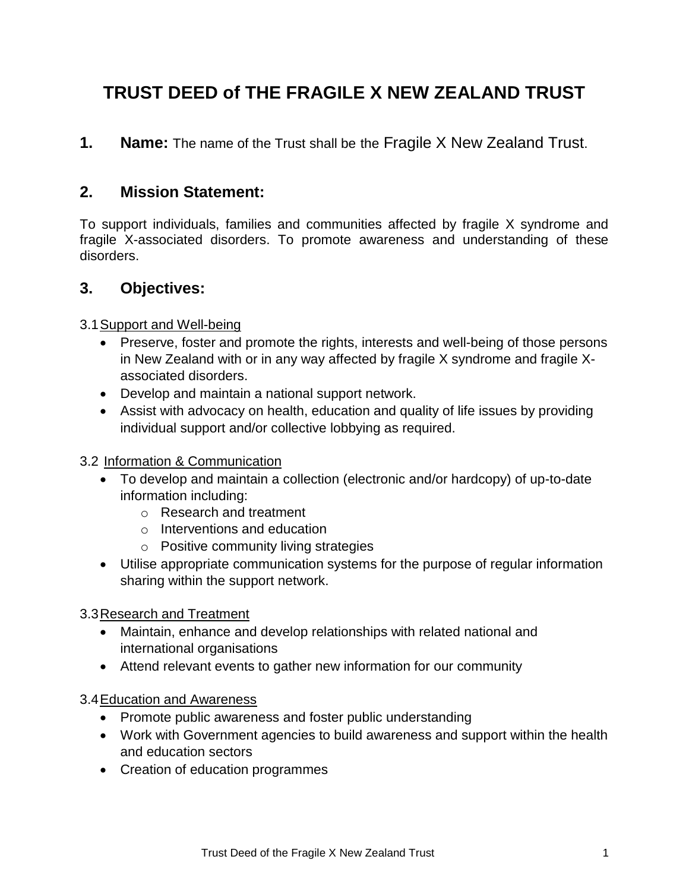# TRUST DEED of THE FRAGILE X NEW ZEALAND TRUST

## 1. Name: The name of the Trust shall be the Fragile X New Zealand Trust.

## 2. Mission Statement:

To support individuals, families and communities affected by fragile X syndrome and fragile X-associated disorders. To promote awareness and understanding of these disorders.

## 3. Objectives:

3.1 Support and Well-being

- Preserve, foster and promote the rights, interests and well-being of those persons in New Zealand with or in any way affected by fragile X syndrome and fragile X-associated disorders.
- Develop and maintain a national support network.
- Assist with advocacy on health, education and quality of life issues by providing individual support and/or collective lobbying as required.

3.2 Information & Communication

- To develop and maintain a collection (electronic and/or hardcopy) of up-to-date information including:
  - Research and treatment
  - Interventions and education
  - Positive community living strategies
- Utilise appropriate communication systems for the purpose of regular information sharing within the support network.

3.3 Research and Treatment

- Maintain, enhance and develop relationships with related national and international organisations
- Attend relevant events to gather new information for our community

3.4 Education and Awareness

- Promote public awareness and foster public understanding
- Work with Government agencies to build awareness and support within the health and education sectors
- Creation of education programmes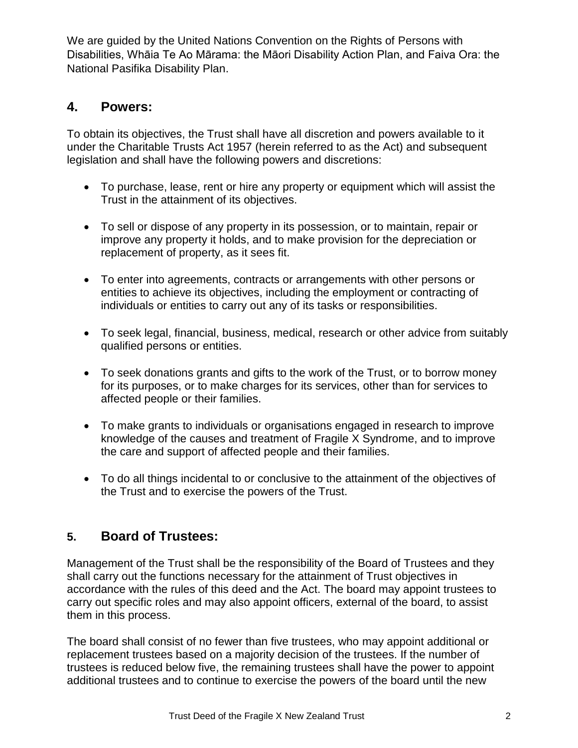We are guided by the United Nations Convention on the Rights of Persons with Disabilities, Whāia Te Ao Mārama: the Māori Disability Action Plan, and Faiva Ora: the National Pasifika Disability Plan.

## 4. Powers:

To obtain its objectives, the Trust shall have all discretion and powers available to it under the Charitable Trusts Act 1957 (herein referred to as the Act) and subsequent legislation and shall have the following powers and discretions:

- To purchase, lease, rent or hire any property or equipment which will assist the Trust in the attainment of its objectives.
- To sell or dispose of any property in its possession, or to maintain, repair or improve any property it holds, and to make provision for the depreciation or replacement of property, as it sees fit.
- To enter into agreements, contracts or arrangements with other persons or entities to achieve its objectives, including the employment or contracting of individuals or entities to carry out any of its tasks or responsibilities.
- To seek legal, financial, business, medical, research or other advice from suitably qualified persons or entities.
- To seek donations grants and gifts to the work of the Trust, or to borrow money for its purposes, or to make charges for its services, other than for services to affected people or their families.
- To make grants to individuals or organisations engaged in research to improve knowledge of the causes and treatment of Fragile X Syndrome, and to improve the care and support of affected people and their families.
- To do all things incidental to or conclusive to the attainment of the objectives of the Trust and to exercise the powers of the Trust.

## 5. Board of Trustees:

Management of the Trust shall be the responsibility of the Board of Trustees and they shall carry out the functions necessary for the attainment of Trust objectives in accordance with the rules of this deed and the Act. The board may appoint trustees to carry out specific roles and may also appoint officers, external of the board, to assist them in this process.

The board shall consist of no fewer than five trustees, who may appoint additional or replacement trustees based on a majority decision of the trustees. If the number of trustees is reduced below five, the remaining trustees shall have the power to appoint additional trustees and to continue to exercise the powers of the board until the new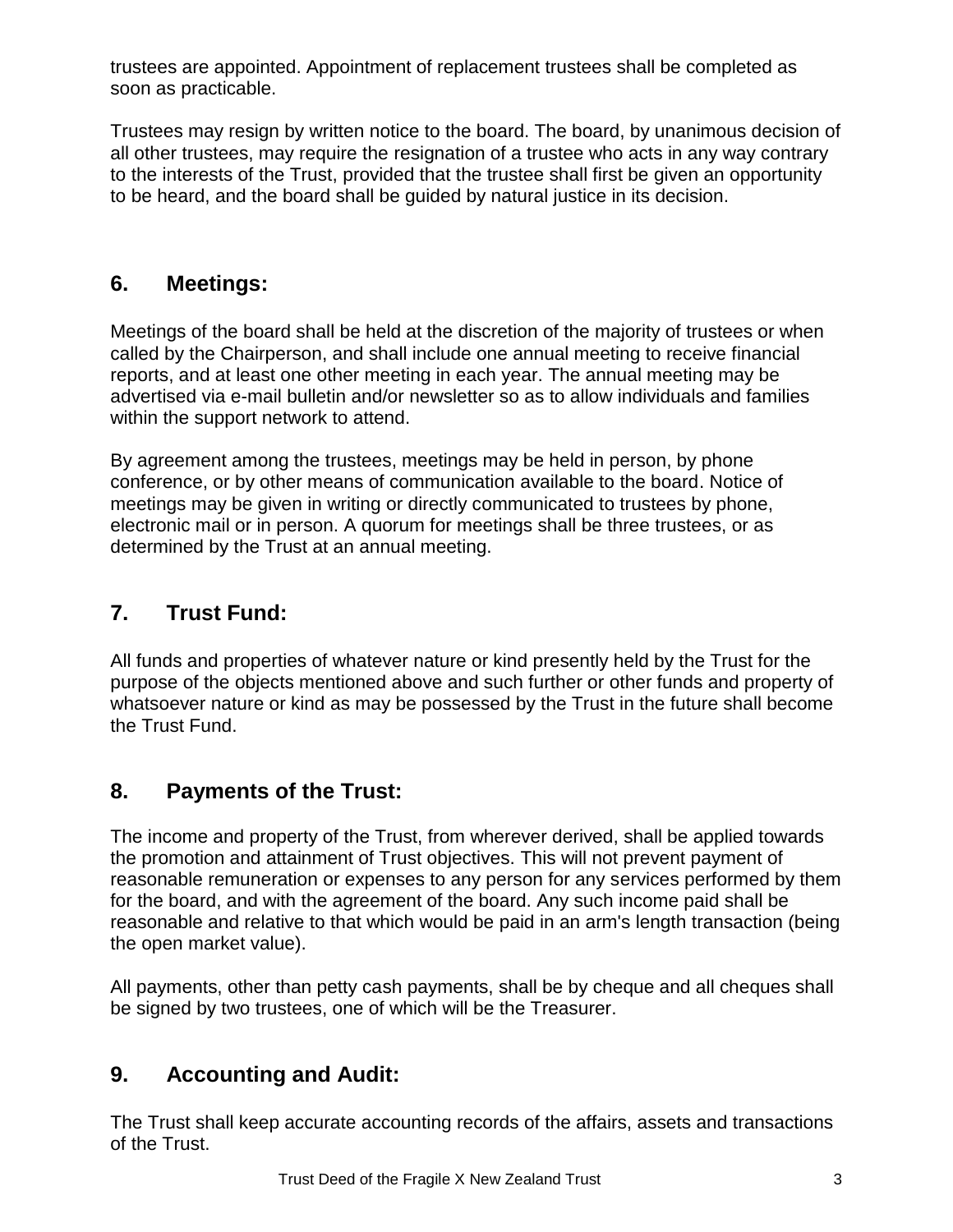trustees are appointed. Appointment of replacement trustees shall be completed as soon as practicable.

Trustees may resign by written notice to the board. The board, by unanimous decision of all other trustees, may require the resignation of a trustee who acts in any way contrary to the interests of the Trust, provided that the trustee shall first be given an opportunity to be heard, and the board shall be guided by natural justice in its decision.

## 6. Meetings:

Meetings of the board shall be held at the discretion of the majority of trustees or when called by the Chairperson, and shall include one annual meeting to receive financial reports, and at least one other meeting in each year. The annual meeting may be advertised via e-mail bulletin and/or newsletter so as to allow individuals and families within the support network to attend.

By agreement among the trustees, meetings may be held in person, by phone conference, or by other means of communication available to the board. Notice of meetings may be given in writing or directly communicated to trustees by phone, electronic mail or in person. A quorum for meetings shall be three trustees, or as determined by the Trust at an annual meeting.

## 7. Trust Fund:

All funds and properties of whatever nature or kind presently held by the Trust for the purpose of the objects mentioned above and such further or other funds and property of whatsoever nature or kind as may be possessed by the Trust in the future shall become the Trust Fund.

## 8. Payments of the Trust:

The income and property of the Trust, from wherever derived, shall be applied towards the promotion and attainment of Trust objectives. This will not prevent payment of reasonable remuneration or expenses to any person for any services performed by them for the board, and with the agreement of the board. Any such income paid shall be reasonable and relative to that which would be paid in an arm's length transaction (being the open market value).

All payments, other than petty cash payments, shall be by cheque and all cheques shall be signed by two trustees, one of which will be the Treasurer.

## 9. Accounting and Audit:

The Trust shall keep accurate accounting records of the affairs, assets and transactions of the Trust.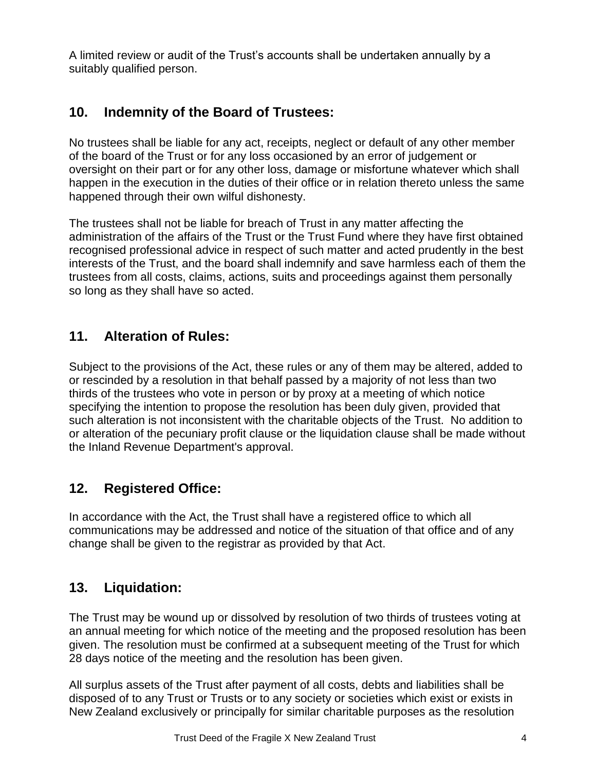A limited review or audit of the Trust's accounts shall be undertaken annually by a suitably qualified person.

## 10. Indemnity of the Board of Trustees:

No trustees shall be liable for any act, receipts, neglect or default of any other member of the board of the Trust or for any loss occasioned by an error of judgement or oversight on their part or for any other loss, damage or misfortune whatever which shall happen in the execution in the duties of their office or in relation thereto unless the same happened through their own wilful dishonesty.

The trustees shall not be liable for breach of Trust in any matter affecting the administration of the affairs of the Trust or the Trust Fund where they have first obtained recognised professional advice in respect of such matter and acted prudently in the best interests of the Trust, and the board shall indemnify and save harmless each of them the trustees from all costs, claims, actions, suits and proceedings against them personally so long as they shall have so acted.

## 11. Alteration of Rules:

Subject to the provisions of the Act, these rules or any of them may be altered, added to or rescinded by a resolution in that behalf passed by a majority of not less than two thirds of the trustees who vote in person or by proxy at a meeting of which notice specifying the intention to propose the resolution has been duly given, provided that such alteration is not inconsistent with the charitable objects of the Trust. No addition to or alteration of the pecuniary profit clause or the liquidation clause shall be made without the Inland Revenue Department's approval.

## 12. Registered Office:

In accordance with the Act, the Trust shall have a registered office to which all communications may be addressed and notice of the situation of that office and of any change shall be given to the registrar as provided by that Act.

## 13. Liquidation:

The Trust may be wound up or dissolved by resolution of two thirds of trustees voting at an annual meeting for which notice of the meeting and the proposed resolution has been given. The resolution must be confirmed at a subsequent meeting of the Trust for which 28 days notice of the meeting and the resolution has been given.

All surplus assets of the Trust after payment of all costs, debts and liabilities shall be disposed of to any Trust or Trusts or to any society or societies which exist or exists in New Zealand exclusively or principally for similar charitable purposes as the resolution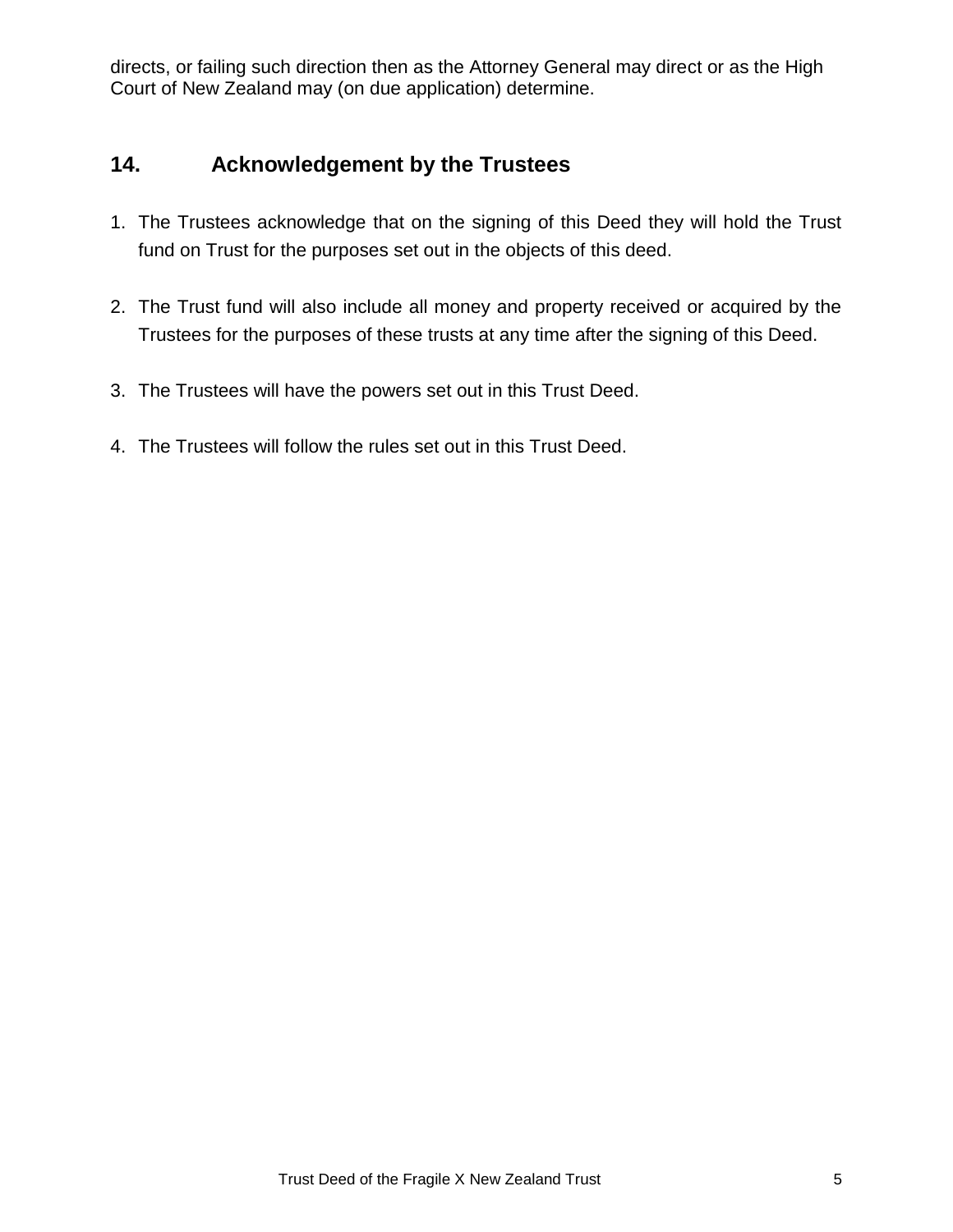directs, or failing such direction then as the Attorney General may direct or as the High Court of New Zealand may (on due application) determine.

## 14. Acknowledgement by the Trustees

1. The Trustees acknowledge that on the signing of this Deed they will hold the Trust fund on Trust for the purposes set out in the objects of this deed.

2. The Trust fund will also include all money and property received or acquired by the Trustees for the purposes of these trusts at any time after the signing of this Deed.

3. The Trustees will have the powers set out in this Trust Deed.

4. The Trustees will follow the rules set out in this Trust Deed.